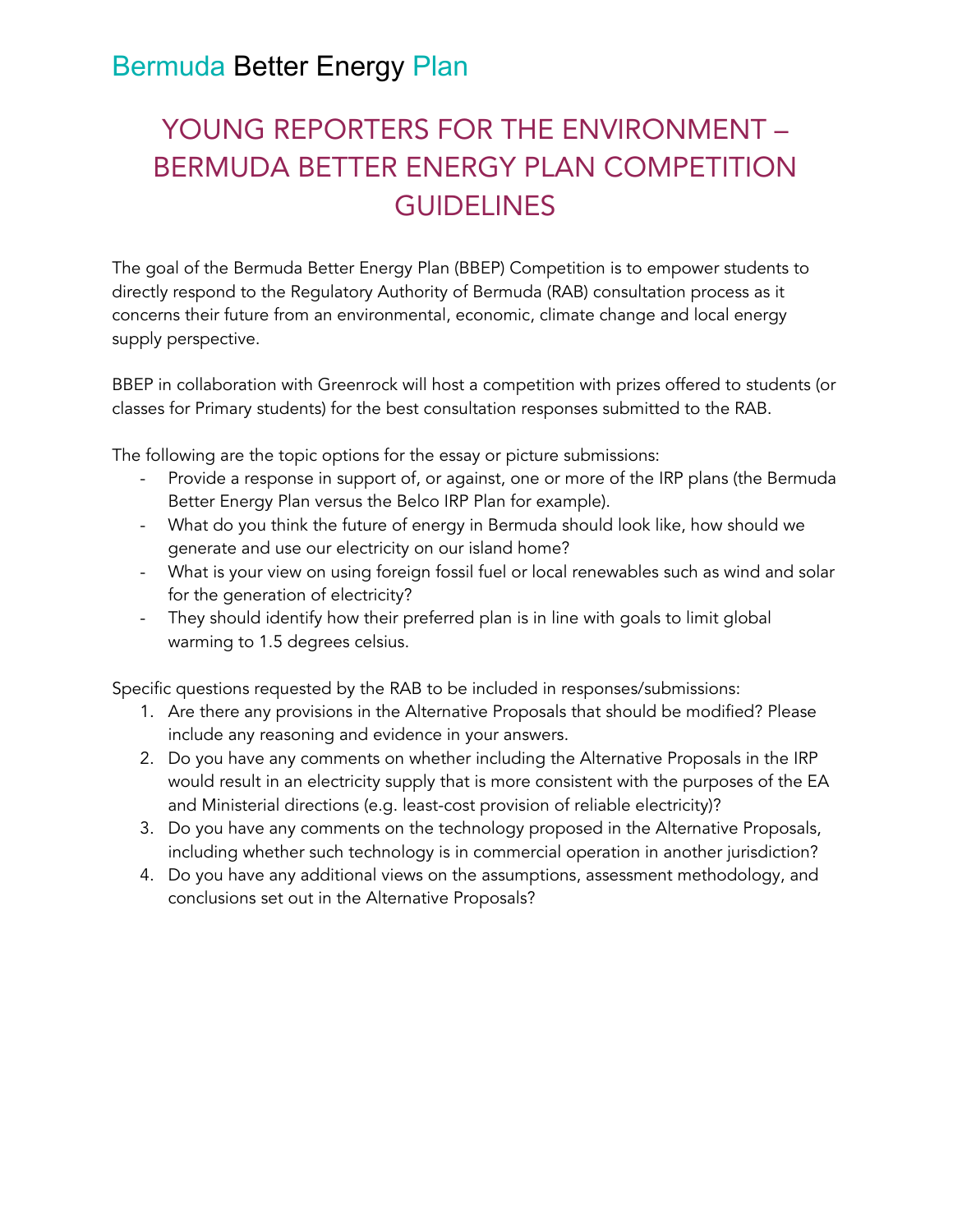Bermuda Better Energy Plan

# YOUNG REPORTERS FOR THE ENVIRONMENT – BERMUDA BETTER ENERGY PLAN COMPETITION GUIDELINES

The goal of the Bermuda Better Energy Plan (BBEP) Competition is to empower students to directly respond to the Regulatory Authority of Bermuda (RAB) consultation process as it concerns their future from an environmental, economic, climate change and local energy supply perspective.

BBEP in collaboration with Greenrock will host a competition with prizes offered to students (or classes for Primary students) for the best consultation responses submitted to the RAB.

The following are the topic options for the essay or picture submissions:

- Provide a response in support of, or against, one or more of the IRP plans (the Bermuda Better Energy Plan versus the Belco IRP Plan for example).
- What do you think the future of energy in Bermuda should look like, how should we generate and use our electricity on our island home?
- What is your view on using foreign fossil fuel or local renewables such as wind and solar for the generation of electricity?
- They should identify how their preferred plan is in line with goals to limit global warming to 1.5 degrees celsius.

Specific questions requested by the RAB to be included in responses/submissions:

1. Are there any provisions in the Alternative Proposals that should be modified? Please include any reasoning and evidence in your answers.
2. Do you have any comments on whether including the Alternative Proposals in the IRP would result in an electricity supply that is more consistent with the purposes of the EA and Ministerial directions (e.g. least-cost provision of reliable electricity)?
3. Do you have any comments on the technology proposed in the Alternative Proposals, including whether such technology is in commercial operation in another jurisdiction?
4. Do you have any additional views on the assumptions, assessment methodology, and conclusions set out in the Alternative Proposals?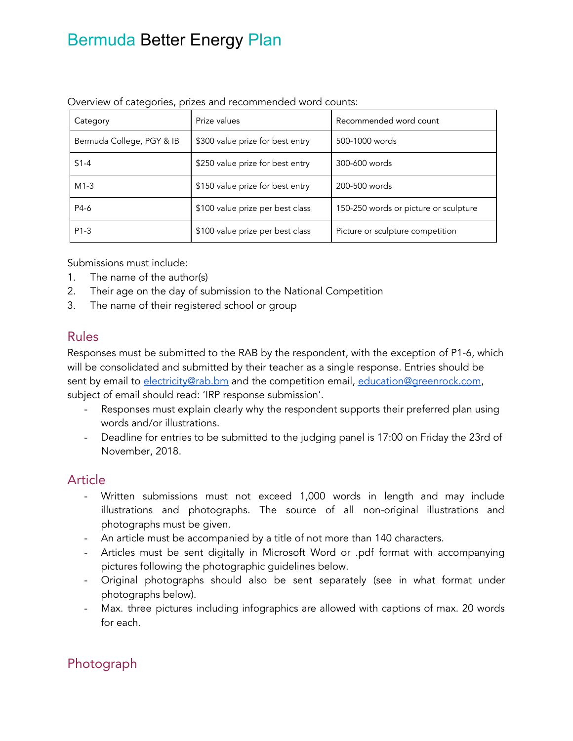# Bermuda Better Energy Plan

Overview of categories, prizes and recommended word counts:

| Category | Prize values | Recommended word count |
|---|---|---|
| Bermuda College, PGY & IB | $300 value prize for best entry | 500-1000 words |
| S1-4 | $250 value prize for best entry | 300-600 words |
| M1-3 | $150 value prize for best entry | 200-500 words |
| P4-6 | $100 value prize per best class | 150-250 words or picture or sculpture |
| P1-3 | $100 value prize per best class | Picture or sculpture competition |

Submissions must include:

1. The name of the author(s)
2. Their age on the day of submission to the National Competition
3. The name of their registered school or group

## Rules

Responses must be submitted to the RAB by the respondent, with the exception of P1-6, which will be consolidated and submitted by their teacher as a single response. Entries should be sent by email to electricity@rab.bm and the competition email, education@greenrock.com, subject of email should read: 'IRP response submission'.

- Responses must explain clearly why the respondent supports their preferred plan using words and/or illustrations.
- Deadline for entries to be submitted to the judging panel is 17:00 on Friday the 23rd of November, 2018.

## Article

- Written submissions must not exceed 1,000 words in length and may include illustrations and photographs. The source of all non-original illustrations and photographs must be given.
- An article must be accompanied by a title of not more than 140 characters.
- Articles must be sent digitally in Microsoft Word or .pdf format with accompanying pictures following the photographic guidelines below.
- Original photographs should also be sent separately (see in what format under photographs below).
- Max. three pictures including infographics are allowed with captions of max. 20 words for each.

## Photograph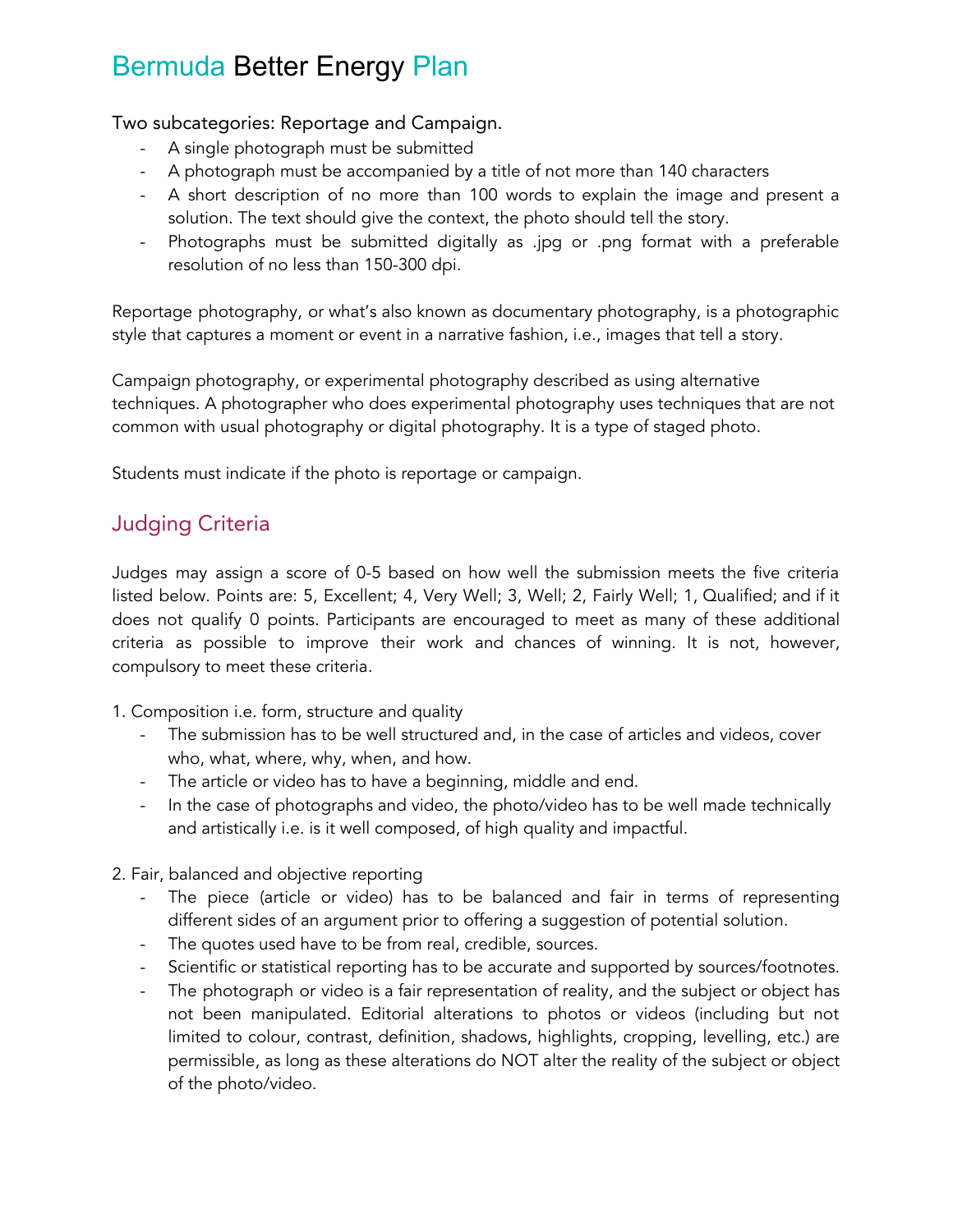# Bermuda Better Energy Plan

Two subcategories: Reportage and Campaign.

- A single photograph must be submitted
- A photograph must be accompanied by a title of not more than 140 characters
- A short description of no more than 100 words to explain the image and present a solution. The text should give the context, the photo should tell the story.
- Photographs must be submitted digitally as .jpg or .png format with a preferable resolution of no less than 150-300 dpi.

Reportage photography, or what's also known as documentary photography, is a photographic style that captures a moment or event in a narrative fashion, i.e., images that tell a story.

Campaign photography, or experimental photography described as using alternative techniques. A photographer who does experimental photography uses techniques that are not common with usual photography or digital photography. It is a type of staged photo.

Students must indicate if the photo is reportage or campaign.

## Judging Criteria

Judges may assign a score of 0-5 based on how well the submission meets the five criteria listed below. Points are: 5, Excellent; 4, Very Well; 3, Well; 2, Fairly Well; 1, Qualified; and if it does not qualify 0 points. Participants are encouraged to meet as many of these additional criteria as possible to improve their work and chances of winning. It is not, however, compulsory to meet these criteria.

1. Composition i.e. form, structure and quality
   - The submission has to be well structured and, in the case of articles and videos, cover who, what, where, why, when, and how.
   - The article or video has to have a beginning, middle and end.
   - In the case of photographs and video, the photo/video has to be well made technically and artistically i.e. is it well composed, of high quality and impactful.

2. Fair, balanced and objective reporting
   - The piece (article or video) has to be balanced and fair in terms of representing different sides of an argument prior to offering a suggestion of potential solution.
   - The quotes used have to be from real, credible, sources.
   - Scientific or statistical reporting has to be accurate and supported by sources/footnotes.
   - The photograph or video is a fair representation of reality, and the subject or object has not been manipulated. Editorial alterations to photos or videos (including but not limited to colour, contrast, definition, shadows, highlights, cropping, levelling, etc.) are permissible, as long as these alterations do NOT alter the reality of the subject or object of the photo/video.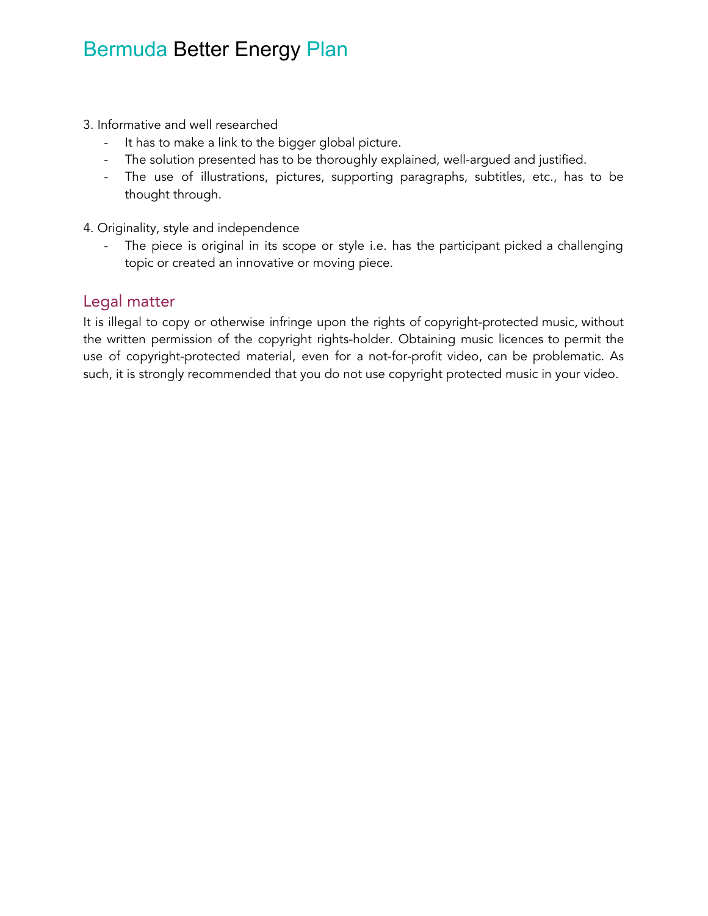3. Informative and well researched
    - It has to make a link to the bigger global picture.
    - The solution presented has to be thoroughly explained, well-argued and justified.
    - The use of illustrations, pictures, supporting paragraphs, subtitles, etc., has to be thought through.

4. Originality, style and independence
    - The piece is original in its scope or style i.e. has the participant picked a challenging topic or created an innovative or moving piece.

## Legal matter

It is illegal to copy or otherwise infringe upon the rights of copyright-protected music, without the written permission of the copyright rights-holder. Obtaining music licences to permit the use of copyright-protected material, even for a not-for-profit video, can be problematic. As such, it is strongly recommended that you do not use copyright protected music in your video.